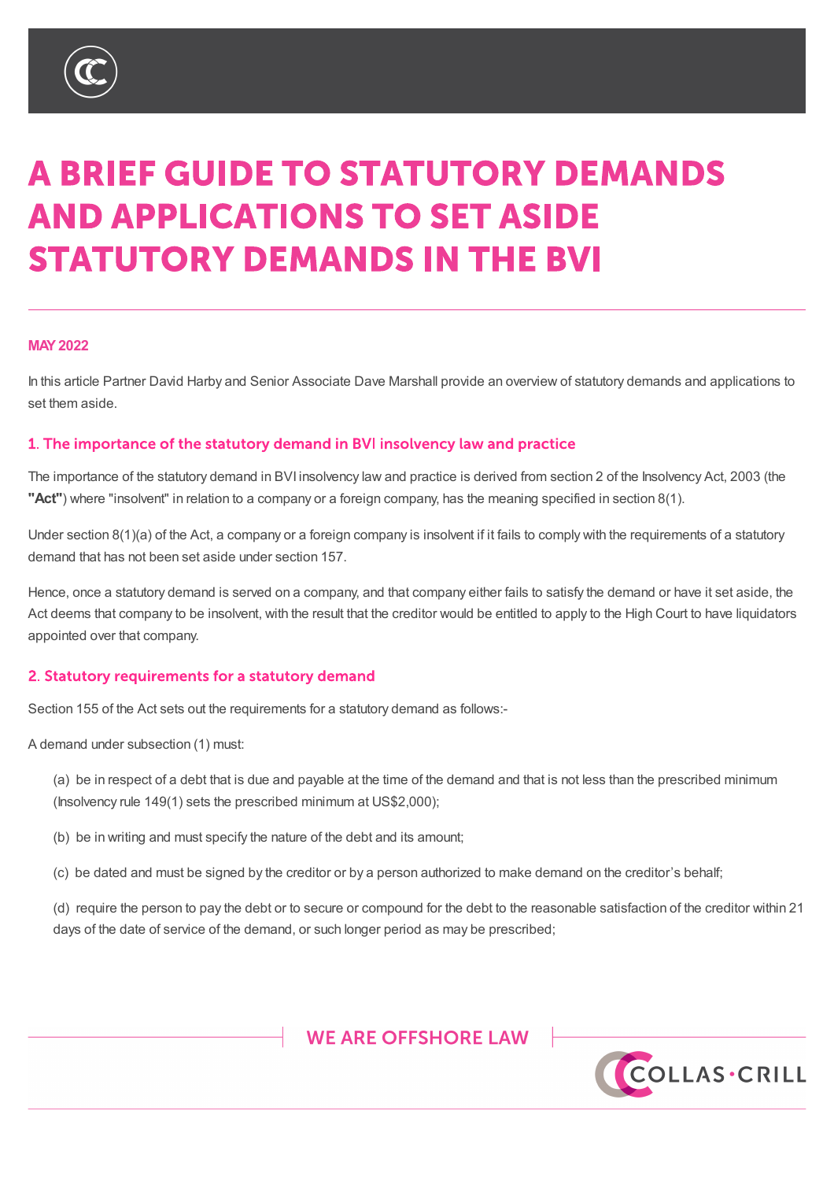# A BRIEF GUIDE TO STATUTORY DEMANDS AND APPLICATIONS TO SET ASIDE STATUTORY DEMANDS IN THE BVI

**MAY 2022**

In this article Partner David Harby and Senior Associate Dave Marshall provide an overview of statutory demands and applications to set them aside.

## 1. The importance of the statutory demand in BVI insolvency law and practice

The importance of the statutory demand in BVI insolvency law and practice is derived from section 2 of the Insolvency Act, 2003 (the **"Act"**) where "insolvent" in relation to a company or a foreign company, has the meaning specified in section 8(1).

Under section 8(1)(a) of the Act, a company or a foreign company is insolvent if it fails to comply with the requirements of a statutory demand that has not been set aside under section 157.

Hence, once a statutory demand is served on a company, and that company either fails to satisfy the demand or have it set aside, the Act deems that company to be insolvent, with the result that the creditor would be entitled to apply to the High Court to have liquidators appointed over that company.

## 2. Statutory requirements for a statutory demand

Section 155 of the Act sets out the requirements for a statutory demand as follows:-

A demand under subsection (1) must:

(a) be in respect of a debt that is due and payable at the time of the demand and that is not less than the prescribed minimum (Insolvency rule 149(1) sets the prescribed minimum at US$2,000);

(b) be in writing and must specify the nature of the debt and its amount;

(c) be dated and must be signed by the creditor or by a person authorized to make demand on the creditor's behalf;

(d) require the person to pay the debt or to secure or compound for the debt to the reasonable satisfaction of the creditor within 21 days of the date of service of the demand, or such longer period as may be prescribed;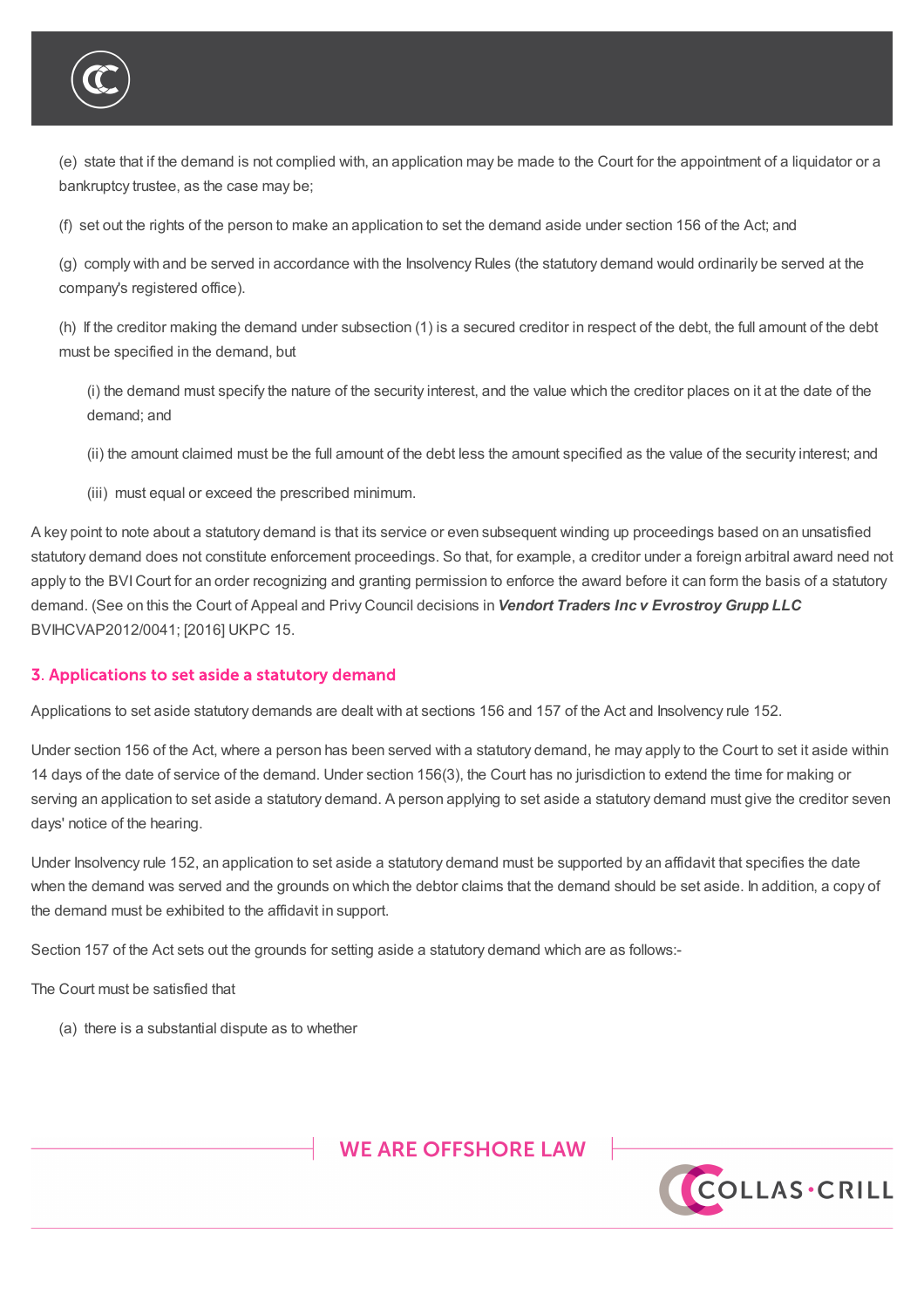(e) state that if the demand is not complied with, an application may be made to the Court for the appointment of a liquidator or a bankruptcy trustee, as the case may be;

(f) set out the rights of the person to make an application to set the demand aside under section 156 of the Act; and

(g) comply with and be served in accordance with the Insolvency Rules (the statutory demand would ordinarily be served at the company's registered office).

(h) If the creditor making the demand under subsection (1) is a secured creditor in respect of the debt, the full amount of the debt must be specified in the demand, but

> (i) the demand must specify the nature of the security interest, and the value which the creditor places on it at the date of the demand; and
>
> (ii) the amount claimed must be the full amount of the debt less the amount specified as the value of the security interest; and
>
> (iii) must equal or exceed the prescribed minimum.

A key point to note about a statutory demand is that its service or even subsequent winding up proceedings based on an unsatisfied statutory demand does not constitute enforcement proceedings. So that, for example, a creditor under a foreign arbitral award need not apply to the BVI Court for an order recognizing and granting permission to enforce the award before it can form the basis of a statutory demand. (See on this the Court of Appeal and Privy Council decisions in ***Vendort Traders Inc v Evrostroy Grupp LLC*** BVIHCVAP2012/0041; [2016] UKPC 15.

## 3. Applications to set aside a statutory demand

Applications to set aside statutory demands are dealt with at sections 156 and 157 of the Act and Insolvency rule 152.

Under section 156 of the Act, where a person has been served with a statutory demand, he may apply to the Court to set it aside within 14 days of the date of service of the demand. Under section 156(3), the Court has no jurisdiction to extend the time for making or serving an application to set aside a statutory demand. A person applying to set aside a statutory demand must give the creditor seven days' notice of the hearing.

Under Insolvency rule 152, an application to set aside a statutory demand must be supported by an affidavit that specifies the date when the demand was served and the grounds on which the debtor claims that the demand should be set aside. In addition, a copy of the demand must be exhibited to the affidavit in support.

Section 157 of the Act sets out the grounds for setting aside a statutory demand which are as follows:-

The Court must be satisfied that

(a) there is a substantial dispute as to whether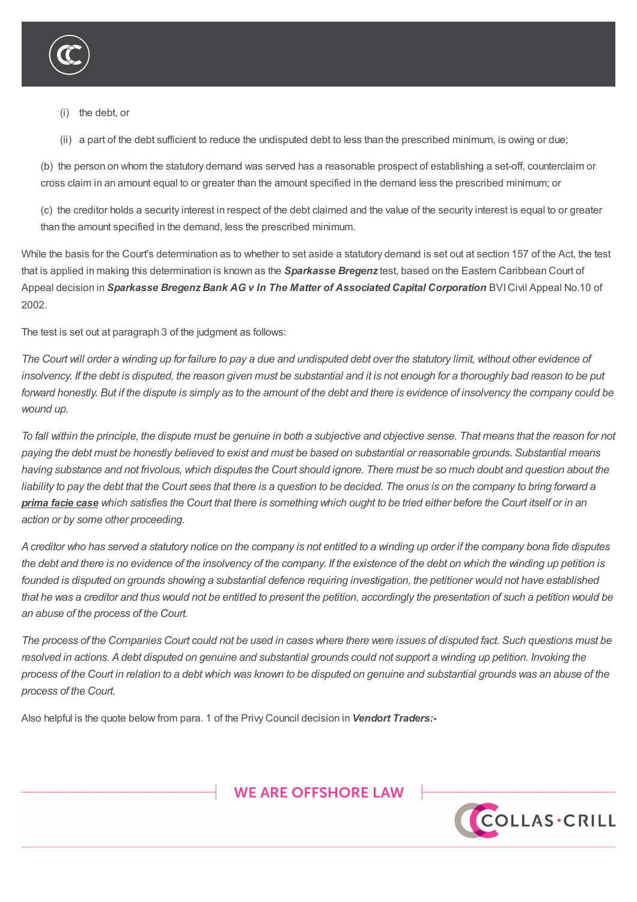(i) the debt, or

(ii) a part of the debt sufficient to reduce the undisputed debt to less than the prescribed minimum, is owing or due;

(b) the person on whom the statutory demand was served has a reasonable prospect of establishing a set-off, counterclaim or cross claim in an amount equal to or greater than the amount specified in the demand less the prescribed minimum; or

(c) the creditor holds a security interest in respect of the debt claimed and the value of the security interest is equal to or greater than the amount specified in the demand, less the prescribed minimum.

While the basis for the Court's determination as to whether to set aside a statutory demand is set out at section 157 of the Act, the test that is applied in making this determination is known as the ***Sparkasse Bregenz*** test, based on the Eastern Caribbean Court of Appeal decision in ***Sparkasse Bregenz Bank AG v In The Matter of Associated Capital Corporation*** BVI Civil Appeal No.10 of 2002.

The test is set out at paragraph 3 of the judgment as follows:

*The Court will order a winding up for failure to pay a due and undisputed debt over the statutory limit, without other evidence of insolvency. If the debt is disputed, the reason given must be substantial and it is not enough for a thoroughly bad reason to be put forward honestly. But if the dispute is simply as to the amount of the debt and there is evidence of insolvency the company could be wound up.*

*To fall within the principle, the dispute must be genuine in both a subjective and objective sense. That means that the reason for not paying the debt must be honestly believed to exist and must be based on substantial or reasonable grounds. Substantial means having substance and not frivolous, which disputes the Court should ignore. There must be so much doubt and question about the liability to pay the debt that the Court sees that there is a question to be decided. The onus is on the company to bring forward a **prima facie case** which satisfies the Court that there is something which ought to be tried either before the Court itself or in an action or by some other proceeding.*

*A creditor who has served a statutory notice on the company is not entitled to a winding up order if the company bona fide disputes the debt and there is no evidence of the insolvency of the company. If the existence of the debt on which the winding up petition is founded is disputed on grounds showing a substantial defence requiring investigation, the petitioner would not have established that he was a creditor and thus would not be entitled to present the petition, accordingly the presentation of such a petition would be an abuse of the process of the Court.*

*The process of the Companies Court could not be used in cases where there were issues of disputed fact. Such questions must be resolved in actions. A debt disputed on genuine and substantial grounds could not support a winding up petition. Invoking the process of the Court in relation to a debt which was known to be disputed on genuine and substantial grounds was an abuse of the process of the Court.*

Also helpful is the quote below from para. 1 of the Privy Council decision in ***Vendort Traders:-***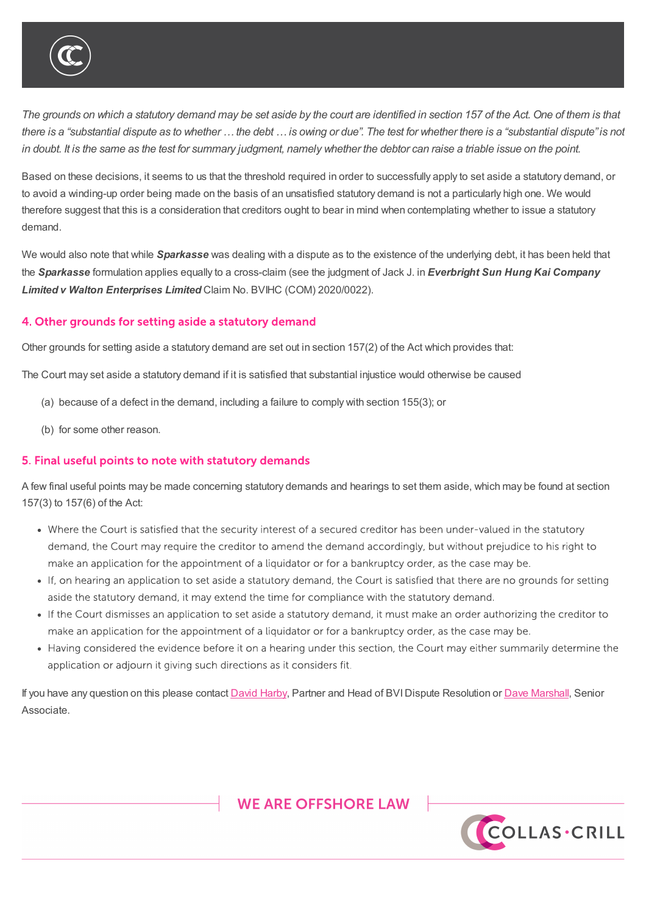*The grounds on which a statutory demand may be set aside by the court are identified in section 157 of the Act. One of them is that there is a "substantial dispute as to whether … the debt … is owing or due". The test for whether there is a "substantial dispute" is not in doubt. It is the same as the test for summary judgment, namely whether the debtor can raise a triable issue on the point.*

Based on these decisions, it seems to us that the threshold required in order to successfully apply to set aside a statutory demand, or to avoid a winding-up order being made on the basis of an unsatisfied statutory demand is not a particularly high one. We would therefore suggest that this is a consideration that creditors ought to bear in mind when contemplating whether to issue a statutory demand.

We would also note that while ***Sparkasse*** was dealing with a dispute as to the existence of the underlying debt, it has been held that the ***Sparkasse*** formulation applies equally to a cross-claim (see the judgment of Jack J. in ***Everbright Sun Hung Kai Company Limited v Walton Enterprises Limited*** Claim No. BVIHC (COM) 2020/0022).

## 4. Other grounds for setting aside a statutory demand

Other grounds for setting aside a statutory demand are set out in section 157(2) of the Act which provides that:

The Court may set aside a statutory demand if it is satisfied that substantial injustice would otherwise be caused

(a) because of a defect in the demand, including a failure to comply with section 155(3); or

(b) for some other reason.

## 5. Final useful points to note with statutory demands

A few final useful points may be made concerning statutory demands and hearings to set them aside, which may be found at section 157(3) to 157(6) of the Act:

- Where the Court is satisfied that the security interest of a secured creditor has been under-valued in the statutory demand, the Court may require the creditor to amend the demand accordingly, but without prejudice to his right to make an application for the appointment of a liquidator or for a bankruptcy order, as the case may be.
- If, on hearing an application to set aside a statutory demand, the Court is satisfied that there are no grounds for setting aside the statutory demand, it may extend the time for compliance with the statutory demand.
- If the Court dismisses an application to set aside a statutory demand, it must make an order authorizing the creditor to make an application for the appointment of a liquidator or for a bankruptcy order, as the case may be.
- Having considered the evidence before it on a hearing under this section, the Court may either summarily determine the application or adjourn it giving such directions as it considers fit.

If you have any question on this please contact David Harby, Partner and Head of BVI Dispute Resolution or Dave Marshall, Senior Associate.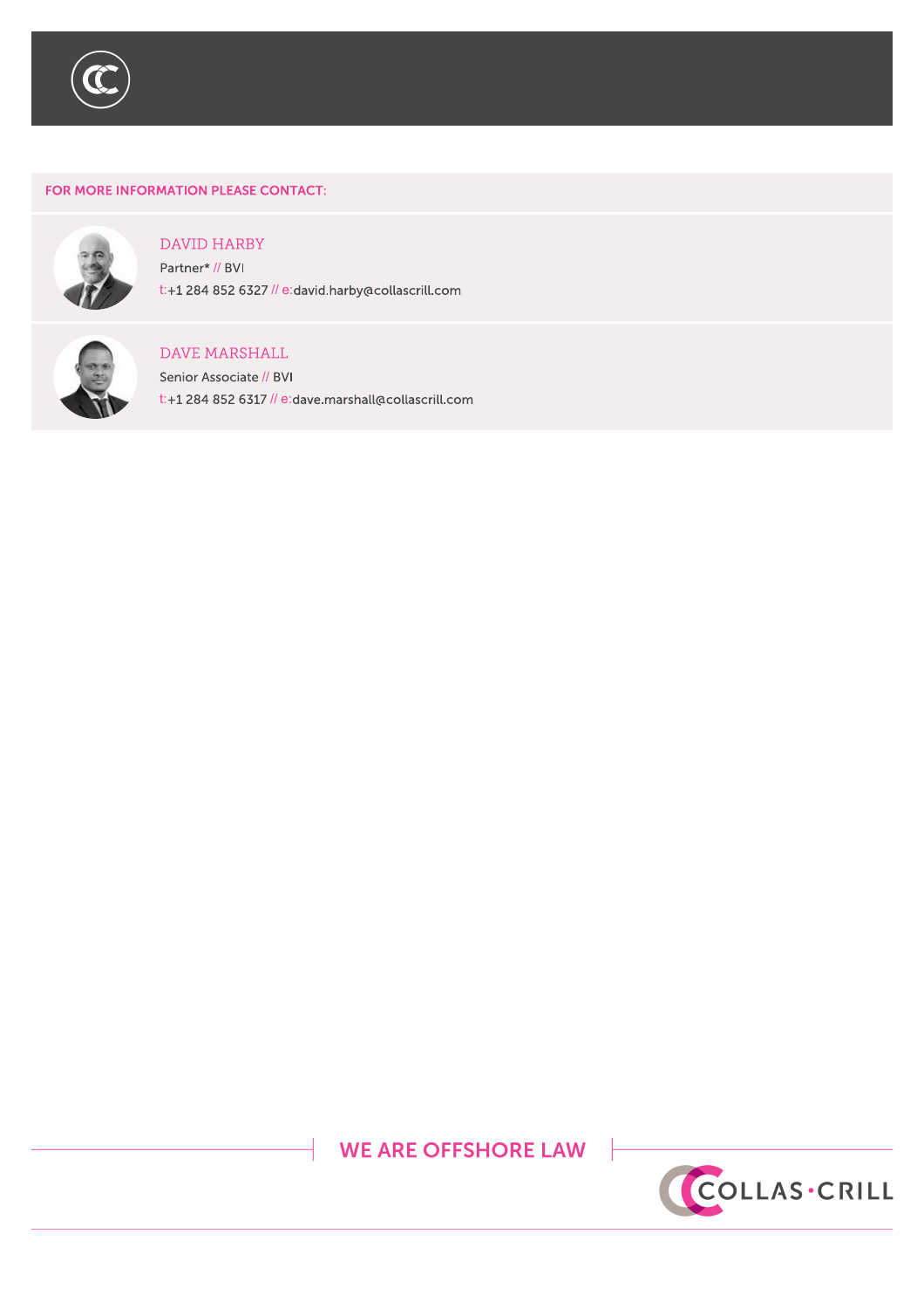FOR MORE INFORMATION PLEASE CONTACT:

**DAVID HARBY**
Partner* // BVI
t:+1 284 852 6327 // e:david.harby@collascrill.com

**DAVE MARSHALL**
Senior Associate // BVI
t:+1 284 852 6317 // e:dave.marshall@collascrill.com

WE ARE OFFSHORE LAW

COLLAS·CRILL